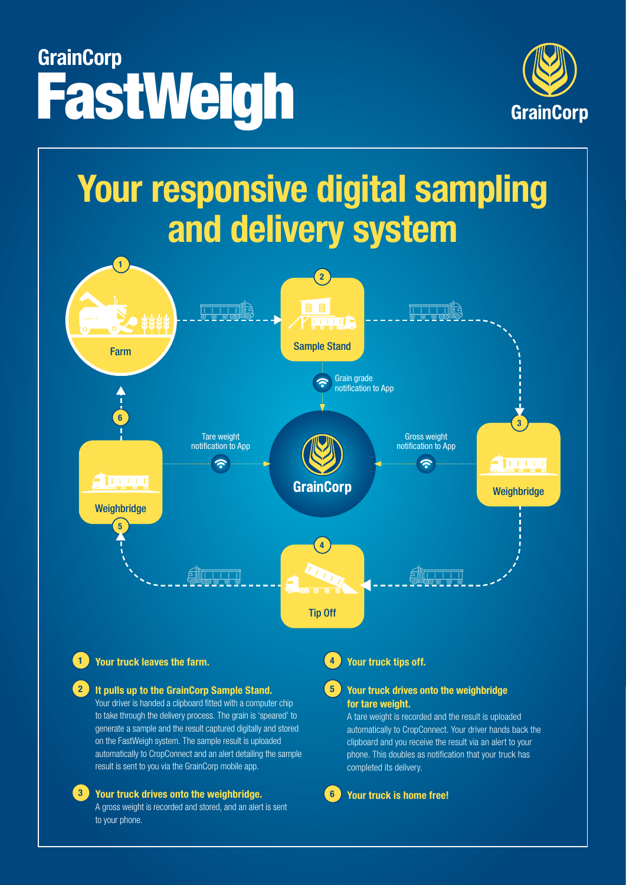# GrainCorp FastWeigh

GrainCorp

## Your responsive digital sampling and delivery system

1 Farm

2 Sample Stand

Grain grade notification to App

3 Weighbridge

Gross weight notification to App

GrainCorp

Tare weight notification to App

4 Tip Off

5 Weighbridge

6

1. **Your truck leaves the farm.**

2. **It pulls up to the GrainCorp Sample Stand.**
   Your driver is handed a clipboard fitted with a computer chip to take through the delivery process. The grain is 'speared' to generate a sample and the result captured digitally and stored on the FastWeigh system. The sample result is uploaded automatically to CropConnect and an alert detailing the sample result is sent to you via the GrainCorp mobile app.

3. **Your truck drives onto the weighbridge.**
   A gross weight is recorded and stored, and an alert is sent to your phone.

4. **Your truck tips off.**

5. **Your truck drives onto the weighbridge for tare weight.**
   A tare weight is recorded and the result is uploaded automatically to CropConnect. Your driver hands back the clipboard and you receive the result via an alert to your phone. This doubles as notification that your truck has completed its delivery.

6. **Your truck is home free!**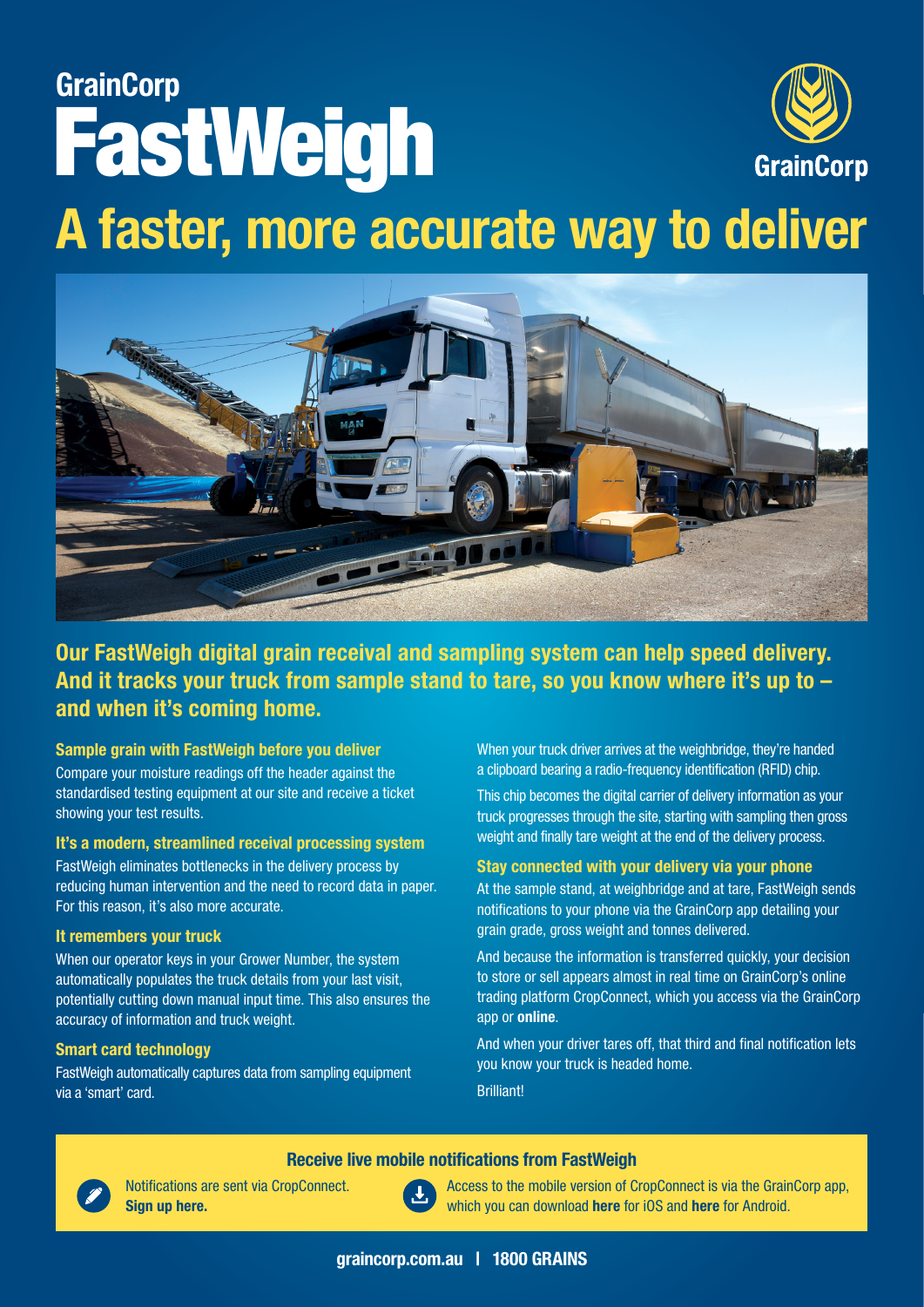GrainCorp

# FastWeigh

GrainCorp

## A faster, more accurate way to deliver

**Our FastWeigh digital grain receival and sampling system can help speed delivery. And it tracks your truck from sample stand to tare, so you know where it's up to – and when it's coming home.**

### Sample grain with FastWeigh before you deliver

Compare your moisture readings off the header against the standardised testing equipment at our site and receive a ticket showing your test results.

### It's a modern, streamlined receival processing system

FastWeigh eliminates bottlenecks in the delivery process by reducing human intervention and the need to record data in paper. For this reason, it's also more accurate.

### It remembers your truck

When our operator keys in your Grower Number, the system automatically populates the truck details from your last visit, potentially cutting down manual input time. This also ensures the accuracy of information and truck weight.

### Smart card technology

FastWeigh automatically captures data from sampling equipment via a 'smart' card.

When your truck driver arrives at the weighbridge, they're handed a clipboard bearing a radio-frequency identification (RFID) chip.

This chip becomes the digital carrier of delivery information as your truck progresses through the site, starting with sampling then gross weight and finally tare weight at the end of the delivery process.

### Stay connected with your delivery via your phone

At the sample stand, at weighbridge and at tare, FastWeigh sends notifications to your phone via the GrainCorp app detailing your grain grade, gross weight and tonnes delivered.

And because the information is transferred quickly, your decision to store or sell appears almost in real time on GrainCorp's online trading platform CropConnect, which you access via the GrainCorp app or **online**.

And when your driver tares off, that third and final notification lets you know your truck is headed home.

Brilliant!

### Receive live mobile notifications from FastWeigh

Notifications are sent via CropConnect. **Sign up here.**

Access to the mobile version of CropConnect is via the GrainCorp app, which you can download **here** for iOS and **here** for Android.

**graincorp.com.au | 1800 GRAINS**